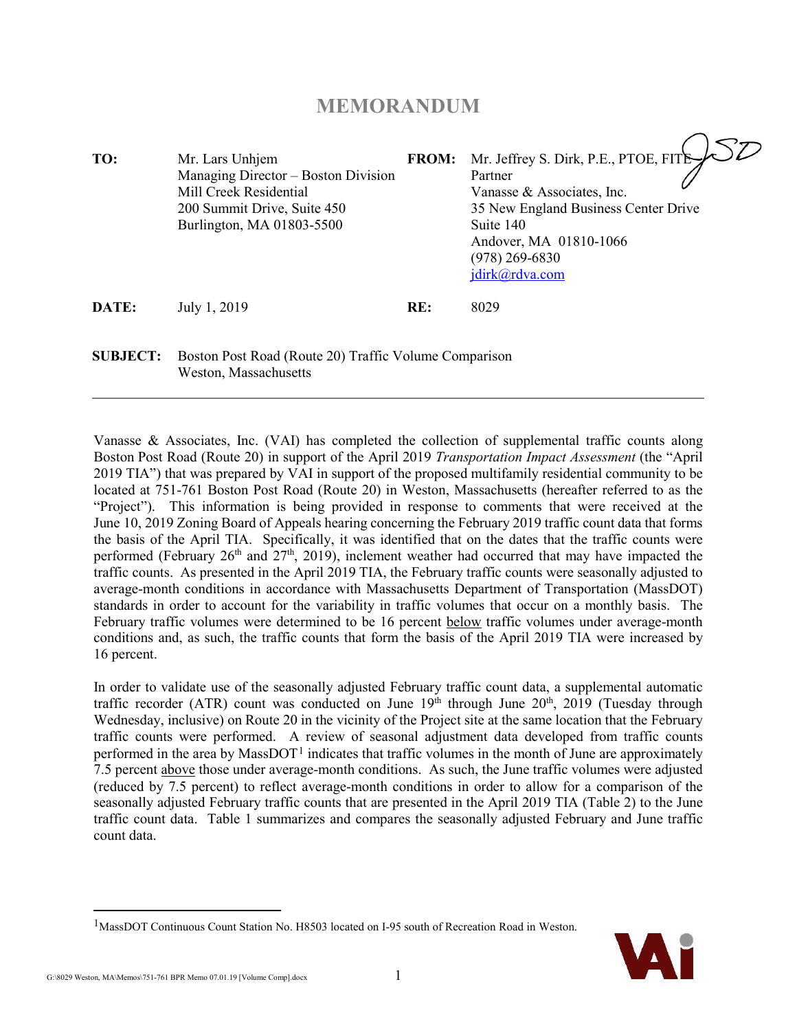# MEMORANDUM

| | | | |
|---|---|---|---|
| **TO:** | Mr. Lars Unhjem<br>Managing Director – Boston Division<br>Mill Creek Residential<br>200 Summit Drive, Suite 450<br>Burlington, MA 01803-5500 | **FROM:** | Mr. Jeffrey S. Dirk, P.E., PTOE, FITE<br>Partner<br>Vanasse & Associates, Inc.<br>35 New England Business Center Drive<br>Suite 140<br>Andover, MA 01810-1066<br>(978) 269-6830<br>jdirk@rdva.com |
| **DATE:** | July 1, 2019 | **RE:** | 8029 |

**SUBJECT:** Boston Post Road (Route 20) Traffic Volume Comparison
Weston, Massachusetts

---

Vanasse & Associates, Inc. (VAI) has completed the collection of supplemental traffic counts along Boston Post Road (Route 20) in support of the April 2019 *Transportation Impact Assessment* (the "April 2019 TIA") that was prepared by VAI in support of the proposed multifamily residential community to be located at 751-761 Boston Post Road (Route 20) in Weston, Massachusetts (hereafter referred to as the "Project"). This information is being provided in response to comments that were received at the June 10, 2019 Zoning Board of Appeals hearing concerning the February 2019 traffic count data that forms the basis of the April TIA. Specifically, it was identified that on the dates that the traffic counts were performed (February 26th and 27th, 2019), inclement weather had occurred that may have impacted the traffic counts. As presented in the April 2019 TIA, the February traffic counts were seasonally adjusted to average-month conditions in accordance with Massachusetts Department of Transportation (MassDOT) standards in order to account for the variability in traffic volumes that occur on a monthly basis. The February traffic volumes were determined to be 16 percent below traffic volumes under average-month conditions and, as such, the traffic counts that form the basis of the April 2019 TIA were increased by 16 percent.

In order to validate use of the seasonally adjusted February traffic count data, a supplemental automatic traffic recorder (ATR) count was conducted on June 19th through June 20th, 2019 (Tuesday through Wednesday, inclusive) on Route 20 in the vicinity of the Project site at the same location that the February traffic counts were performed. A review of seasonal adjustment data developed from traffic counts performed in the area by MassDOT[1] indicates that traffic volumes in the month of June are approximately 7.5 percent above those under average-month conditions. As such, the June traffic volumes were adjusted (reduced by 7.5 percent) to reflect average-month conditions in order to allow for a comparison of the seasonally adjusted February traffic counts that are presented in the April 2019 TIA (Table 2) to the June traffic count data. Table 1 summarizes and compares the seasonally adjusted February and June traffic count data.

[1] MassDOT Continuous Count Station No. H8503 located on I-95 south of Recreation Road in Weston.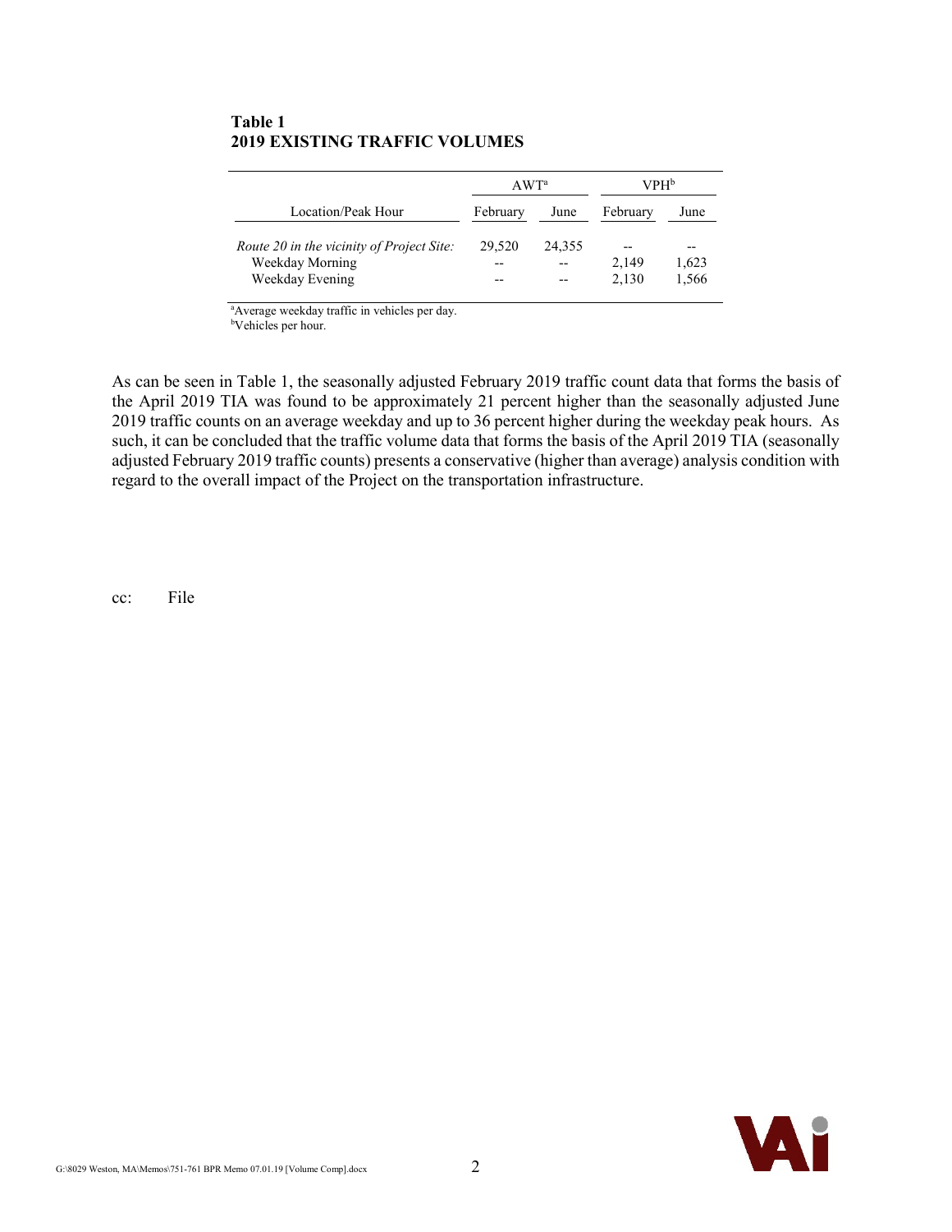**Table 1**
**2019 EXISTING TRAFFIC VOLUMES**

| Location/Peak Hour | AWT[a] | | VPH[b] | |
|---|---|---|---|---|
| | February | June | February | June |
| *Route 20 in the vicinity of Project Site:* | 29,520 | 24,355 | -- | -- |
| Weekday Morning | -- | -- | 2,149 | 1,623 |
| Weekday Evening | -- | -- | 2,130 | 1,566 |

[a]Average weekday traffic in vehicles per day.
[b]Vehicles per hour.

As can be seen in Table 1, the seasonally adjusted February 2019 traffic count data that forms the basis of the April 2019 TIA was found to be approximately 21 percent higher than the seasonally adjusted June 2019 traffic counts on an average weekday and up to 36 percent higher during the weekday peak hours. As such, it can be concluded that the traffic volume data that forms the basis of the April 2019 TIA (seasonally adjusted February 2019 traffic counts) presents a conservative (higher than average) analysis condition with regard to the overall impact of the Project on the transportation infrastructure.

cc: File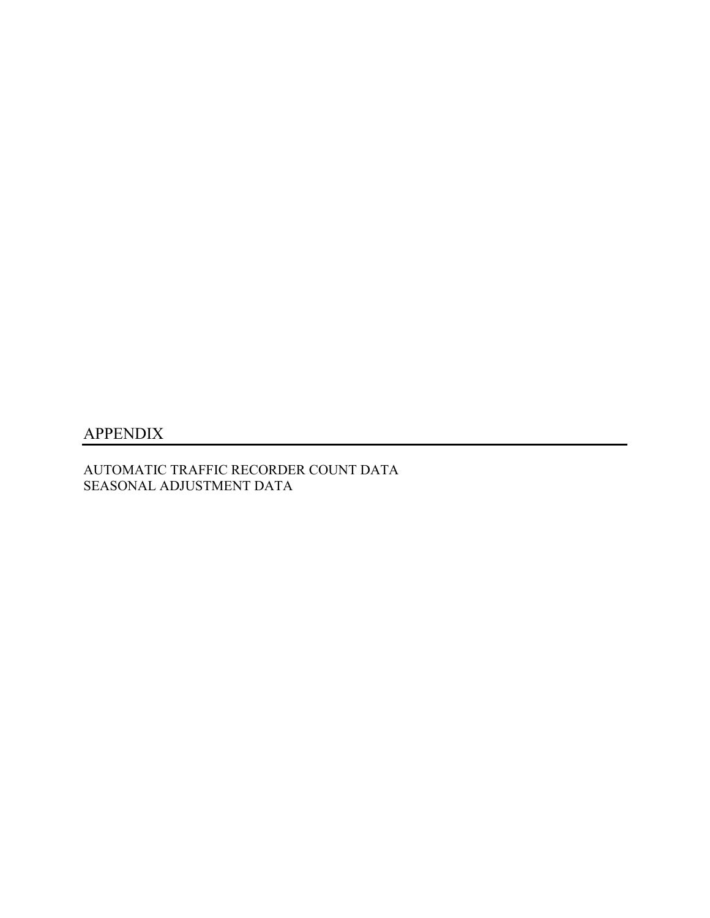# APPENDIX

AUTOMATIC TRAFFIC RECORDER COUNT DATA
SEASONAL ADJUSTMENT DATA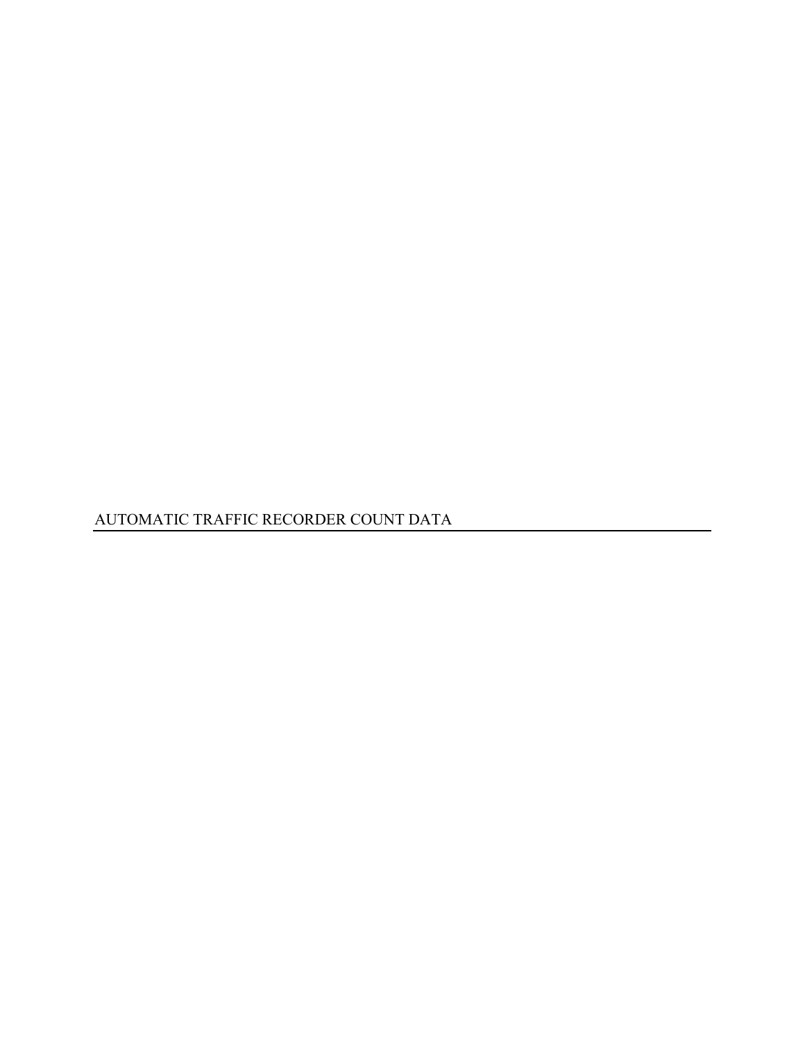## AUTOMATIC TRAFFIC RECORDER COUNT DATA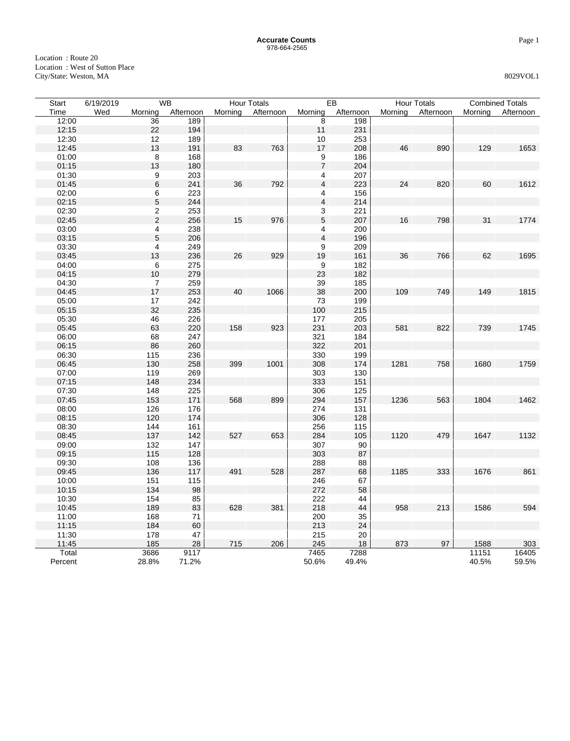**Accurate Counts**
978-664-2565

Location : Route 20
Location : West of Sutton Place
City/State: Weston, MA

8029VOL1

| Start | 6/19/2019 | WB | | Hour Totals | | EB | | Hour Totals | | Combined Totals | |
|---|---|---|---|---|---|---|---|---|---|---|---|
| Time | Wed | Morning | Afternoon | Morning | Afternoon | Morning | Afternoon | Morning | Afternoon | Morning | Afternoon |
| 12:00 | | 36 | 189 | | | 8 | 198 | | | | |
| 12:15 | | 22 | 194 | | | 11 | 231 | | | | |
| 12:30 | | 12 | 189 | | | 10 | 253 | | | | |
| 12:45 | | 13 | 191 | 83 | 763 | 17 | 208 | 46 | 890 | 129 | 1653 |
| 01:00 | | 8 | 168 | | | 9 | 186 | | | | |
| 01:15 | | 13 | 180 | | | 7 | 204 | | | | |
| 01:30 | | 9 | 203 | | | 4 | 207 | | | | |
| 01:45 | | 6 | 241 | 36 | 792 | 4 | 223 | 24 | 820 | 60 | 1612 |
| 02:00 | | 6 | 223 | | | 4 | 156 | | | | |
| 02:15 | | 5 | 244 | | | 4 | 214 | | | | |
| 02:30 | | 2 | 253 | | | 3 | 221 | | | | |
| 02:45 | | 2 | 256 | 15 | 976 | 5 | 207 | 16 | 798 | 31 | 1774 |
| 03:00 | | 4 | 238 | | | 4 | 200 | | | | |
| 03:15 | | 5 | 206 | | | 4 | 196 | | | | |
| 03:30 | | 4 | 249 | | | 9 | 209 | | | | |
| 03:45 | | 13 | 236 | 26 | 929 | 19 | 161 | 36 | 766 | 62 | 1695 |
| 04:00 | | 6 | 275 | | | 9 | 182 | | | | |
| 04:15 | | 10 | 279 | | | 23 | 182 | | | | |
| 04:30 | | 7 | 259 | | | 39 | 185 | | | | |
| 04:45 | | 17 | 253 | 40 | 1066 | 38 | 200 | 109 | 749 | 149 | 1815 |
| 05:00 | | 17 | 242 | | | 73 | 199 | | | | |
| 05:15 | | 32 | 235 | | | 100 | 215 | | | | |
| 05:30 | | 46 | 226 | | | 177 | 205 | | | | |
| 05:45 | | 63 | 220 | 158 | 923 | 231 | 203 | 581 | 822 | 739 | 1745 |
| 06:00 | | 68 | 247 | | | 321 | 184 | | | | |
| 06:15 | | 86 | 260 | | | 322 | 201 | | | | |
| 06:30 | | 115 | 236 | | | 330 | 199 | | | | |
| 06:45 | | 130 | 258 | 399 | 1001 | 308 | 174 | 1281 | 758 | 1680 | 1759 |
| 07:00 | | 119 | 269 | | | 303 | 130 | | | | |
| 07:15 | | 148 | 234 | | | 333 | 151 | | | | |
| 07:30 | | 148 | 225 | | | 306 | 125 | | | | |
| 07:45 | | 153 | 171 | 568 | 899 | 294 | 157 | 1236 | 563 | 1804 | 1462 |
| 08:00 | | 126 | 176 | | | 274 | 131 | | | | |
| 08:15 | | 120 | 174 | | | 306 | 128 | | | | |
| 08:30 | | 144 | 161 | | | 256 | 115 | | | | |
| 08:45 | | 137 | 142 | 527 | 653 | 284 | 105 | 1120 | 479 | 1647 | 1132 |
| 09:00 | | 132 | 147 | | | 307 | 90 | | | | |
| 09:15 | | 115 | 128 | | | 303 | 87 | | | | |
| 09:30 | | 108 | 136 | | | 288 | 88 | | | | |
| 09:45 | | 136 | 117 | 491 | 528 | 287 | 68 | 1185 | 333 | 1676 | 861 |
| 10:00 | | 151 | 115 | | | 246 | 67 | | | | |
| 10:15 | | 134 | 98 | | | 272 | 58 | | | | |
| 10:30 | | 154 | 85 | | | 222 | 44 | | | | |
| 10:45 | | 189 | 83 | 628 | 381 | 218 | 44 | 958 | 213 | 1586 | 594 |
| 11:00 | | 168 | 71 | | | 200 | 35 | | | | |
| 11:15 | | 184 | 60 | | | 213 | 24 | | | | |
| 11:30 | | 178 | 47 | | | 215 | 20 | | | | |
| 11:45 | | 185 | 28 | 715 | 206 | 245 | 18 | 873 | 97 | 1588 | 303 |
| Total | | 3686 | 9117 | | | 7465 | 7288 | | | 11151 | 16405 |
| Percent | | 28.8% | 71.2% | | | 50.6% | 49.4% | | | 40.5% | 59.5% |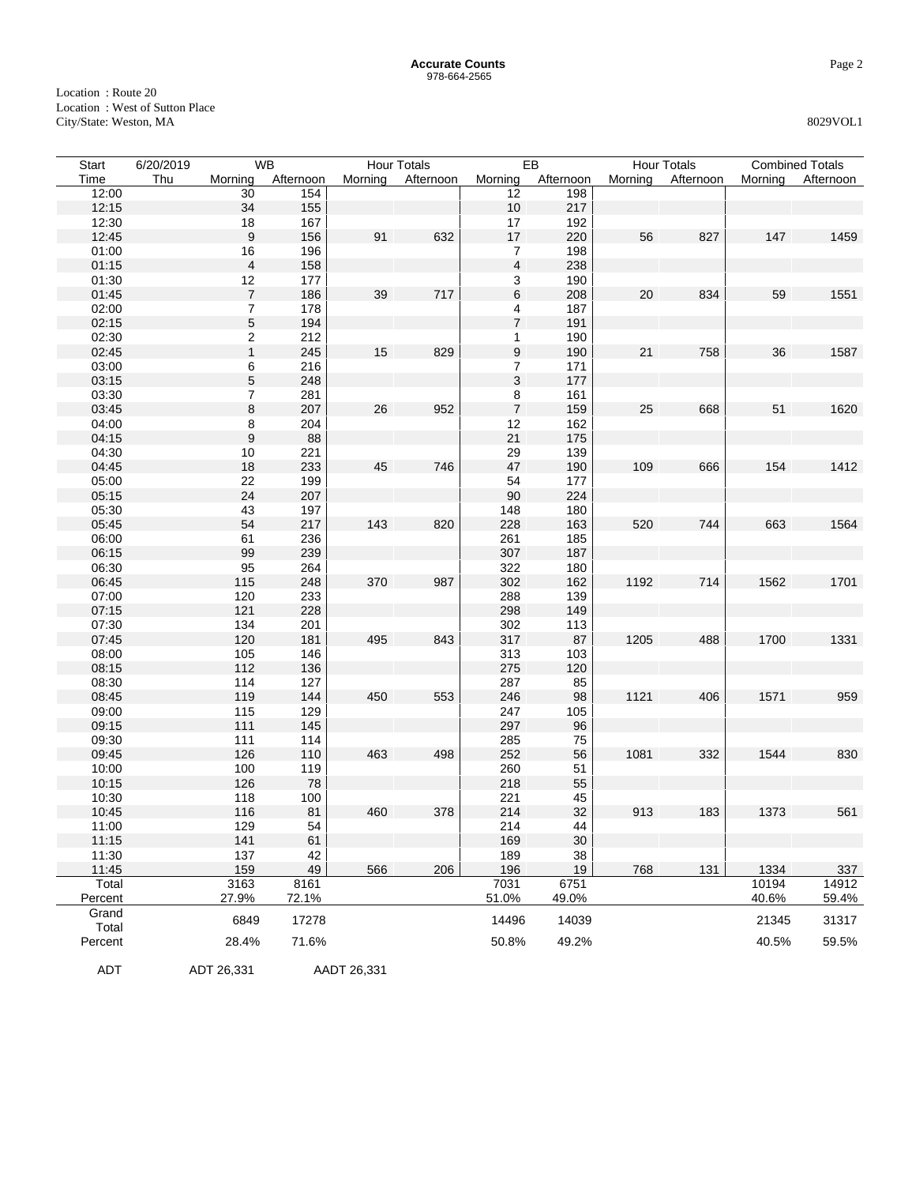**Accurate Counts**
978-664-2565

Location : Route 20
Location : West of Sutton Place
City/State: Weston, MA

8029VOL1

| Start Time | 6/20/2019 Thu | WB | | Hour Totals | | EB | | Hour Totals | | Combined Totals | |
|---|---|---|---|---|---|---|---|---|---|---|---|
| | | Morning | Afternoon | Morning | Afternoon | Morning | Afternoon | Morning | Afternoon | Morning | Afternoon |
| 12:00 | | 30 | 154 | | | 12 | 198 | | | | |
| 12:15 | | 34 | 155 | | | 10 | 217 | | | | |
| 12:30 | | 18 | 167 | | | 17 | 192 | | | | |
| 12:45 | | 9 | 156 | 91 | 632 | 17 | 220 | 56 | 827 | 147 | 1459 |
| 01:00 | | 16 | 196 | | | 7 | 198 | | | | |
| 01:15 | | 4 | 158 | | | 4 | 238 | | | | |
| 01:30 | | 12 | 177 | | | 3 | 190 | | | | |
| 01:45 | | 7 | 186 | 39 | 717 | 6 | 208 | 20 | 834 | 59 | 1551 |
| 02:00 | | 7 | 178 | | | 4 | 187 | | | | |
| 02:15 | | 5 | 194 | | | 7 | 191 | | | | |
| 02:30 | | 2 | 212 | | | 1 | 190 | | | | |
| 02:45 | | 1 | 245 | 15 | 829 | 9 | 190 | 21 | 758 | 36 | 1587 |
| 03:00 | | 6 | 216 | | | 7 | 171 | | | | |
| 03:15 | | 5 | 248 | | | 3 | 177 | | | | |
| 03:30 | | 7 | 281 | | | 8 | 161 | | | | |
| 03:45 | | 8 | 207 | 26 | 952 | 7 | 159 | 25 | 668 | 51 | 1620 |
| 04:00 | | 8 | 204 | | | 12 | 162 | | | | |
| 04:15 | | 9 | 88 | | | 21 | 175 | | | | |
| 04:30 | | 10 | 221 | | | 29 | 139 | | | | |
| 04:45 | | 18 | 233 | 45 | 746 | 47 | 190 | 109 | 666 | 154 | 1412 |
| 05:00 | | 22 | 199 | | | 54 | 177 | | | | |
| 05:15 | | 24 | 207 | | | 90 | 224 | | | | |
| 05:30 | | 43 | 197 | | | 148 | 180 | | | | |
| 05:45 | | 54 | 217 | 143 | 820 | 228 | 163 | 520 | 744 | 663 | 1564 |
| 06:00 | | 61 | 236 | | | 261 | 185 | | | | |
| 06:15 | | 99 | 239 | | | 307 | 187 | | | | |
| 06:30 | | 95 | 264 | | | 322 | 180 | | | | |
| 06:45 | | 115 | 248 | 370 | 987 | 302 | 162 | 1192 | 714 | 1562 | 1701 |
| 07:00 | | 120 | 233 | | | 288 | 139 | | | | |
| 07:15 | | 121 | 228 | | | 298 | 149 | | | | |
| 07:30 | | 134 | 201 | | | 302 | 113 | | | | |
| 07:45 | | 120 | 181 | 495 | 843 | 317 | 87 | 1205 | 488 | 1700 | 1331 |
| 08:00 | | 105 | 146 | | | 313 | 103 | | | | |
| 08:15 | | 112 | 136 | | | 275 | 120 | | | | |
| 08:30 | | 114 | 127 | | | 287 | 85 | | | | |
| 08:45 | | 119 | 144 | 450 | 553 | 246 | 98 | 1121 | 406 | 1571 | 959 |
| 09:00 | | 115 | 129 | | | 247 | 105 | | | | |
| 09:15 | | 111 | 145 | | | 297 | 96 | | | | |
| 09:30 | | 111 | 114 | | | 285 | 75 | | | | |
| 09:45 | | 126 | 110 | 463 | 498 | 252 | 56 | 1081 | 332 | 1544 | 830 |
| 10:00 | | 100 | 119 | | | 260 | 51 | | | | |
| 10:15 | | 126 | 78 | | | 218 | 55 | | | | |
| 10:30 | | 118 | 100 | | | 221 | 45 | | | | |
| 10:45 | | 116 | 81 | 460 | 378 | 214 | 32 | 913 | 183 | 1373 | 561 |
| 11:00 | | 129 | 54 | | | 214 | 44 | | | | |
| 11:15 | | 141 | 61 | | | 169 | 30 | | | | |
| 11:30 | | 137 | 42 | | | 189 | 38 | | | | |
| 11:45 | | 159 | 49 | 566 | 206 | 196 | 19 | 768 | 131 | 1334 | 337 |
| Total | | 3163 | 8161 | | | 7031 | 6751 | | | 10194 | 14912 |
| Percent | | 27.9% | 72.1% | | | 51.0% | 49.0% | | | 40.6% | 59.4% |
| Grand Total | | 6849 | 17278 | | | 14496 | 14039 | | | 21345 | 31317 |
| Percent | | 28.4% | 71.6% | | | 50.8% | 49.2% | | | 40.5% | 59.5% |

ADT: ADT 26,331 AADT 26,331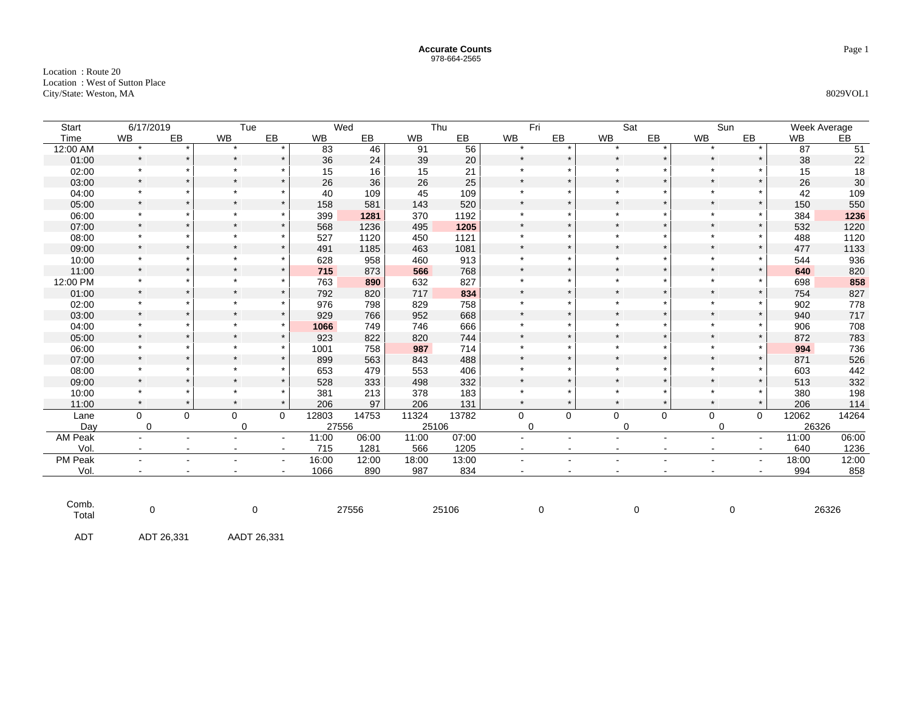**Accurate Counts**
978-664-2565

Location : Route 20
Location : West of Sutton Place
City/State: Weston, MA

8029VOL1

| Start | 6/17/2019 | | Tue | | Wed | | Thu | | Fri | | Sat | | Sun | | Week Average | |
|---|---|---|---|---|---|---|---|---|---|---|---|---|---|---|---|---|
| Time | WB | EB | WB | EB | WB | EB | WB | EB | WB | EB | WB | EB | WB | EB | WB | EB |
| 12:00 AM | * | * | * | * | 83 | 46 | 91 | 56 | * | * | * | * | * | * | 87 | 51 |
| 01:00 | * | * | * | * | 36 | 24 | 39 | 20 | * | * | * | * | * | * | 38 | 22 |
| 02:00 | * | * | * | * | 15 | 16 | 15 | 21 | * | * | * | * | * | * | 15 | 18 |
| 03:00 | * | * | * | * | 26 | 36 | 26 | 25 | * | * | * | * | * | * | 26 | 30 |
| 04:00 | * | * | * | * | 40 | 109 | 45 | 109 | * | * | * | * | * | * | 42 | 109 |
| 05:00 | * | * | * | * | 158 | 581 | 143 | 520 | * | * | * | * | * | * | 150 | 550 |
| 06:00 | * | * | * | * | 399 | **1281** | 370 | 1192 | * | * | * | * | * | * | 384 | **1236** |
| 07:00 | * | * | * | * | 568 | 1236 | 495 | **1205** | * | * | * | * | * | * | 532 | 1220 |
| 08:00 | * | * | * | * | 527 | 1120 | 450 | 1121 | * | * | * | * | * | * | 488 | 1120 |
| 09:00 | * | * | * | * | 491 | 1185 | 463 | 1081 | * | * | * | * | * | * | 477 | 1133 |
| 10:00 | * | * | * | * | 628 | 958 | 460 | 913 | * | * | * | * | * | * | 544 | 936 |
| 11:00 | * | * | * | * | **715** | 873 | **566** | 768 | * | * | * | * | * | * | **640** | 820 |
| 12:00 PM | * | * | * | * | 763 | **890** | 632 | 827 | * | * | * | * | * | * | 698 | **858** |
| 01:00 | * | * | * | * | 792 | 820 | 717 | **834** | * | * | * | * | * | * | 754 | 827 |
| 02:00 | * | * | * | * | 976 | 798 | 829 | 758 | * | * | * | * | * | * | 902 | 778 |
| 03:00 | * | * | * | * | 929 | 766 | 952 | 668 | * | * | * | * | * | * | 940 | 717 |
| 04:00 | * | * | * | * | **1066** | 749 | 746 | 666 | * | * | * | * | * | * | 906 | 708 |
| 05:00 | * | * | * | * | 923 | 822 | 820 | 744 | * | * | * | * | * | * | 872 | 783 |
| 06:00 | * | * | * | * | 1001 | 758 | **987** | 714 | * | * | * | * | * | * | **994** | 736 |
| 07:00 | * | * | * | * | 899 | 563 | 843 | 488 | * | * | * | * | * | * | 871 | 526 |
| 08:00 | * | * | * | * | 653 | 479 | 553 | 406 | * | * | * | * | * | * | 603 | 442 |
| 09:00 | * | * | * | * | 528 | 333 | 498 | 332 | * | * | * | * | * | * | 513 | 332 |
| 10:00 | * | * | * | * | 381 | 213 | 378 | 183 | * | * | * | * | * | * | 380 | 198 |
| 11:00 | * | * | * | * | 206 | 97 | 206 | 131 | * | * | * | * | * | * | 206 | 114 |
| Lane | 0 | 0 | 0 | 0 | 12803 | 14753 | 11324 | 13782 | 0 | 0 | 0 | 0 | 0 | 0 | 12062 | 14264 |
| Day | 0 | | 0 | | 27556 | | 25106 | | 0 | | 0 | | 0 | | 26326 | |
| AM Peak | - | - | - | - | 11:00 | 06:00 | 11:00 | 07:00 | - | - | - | - | - | - | 11:00 | 06:00 |
| Vol. | - | - | - | - | 715 | 1281 | 566 | 1205 | - | - | - | - | - | - | 640 | 1236 |
| PM Peak | - | - | - | - | 16:00 | 12:00 | 18:00 | 13:00 | - | - | - | - | - | - | 18:00 | 12:00 |
| Vol. | - | - | - | - | 1066 | 890 | 987 | 834 | - | - | - | - | - | - | 994 | 858 |
| Comb. Total | 0 | | 0 | | 27556 | | 25106 | | 0 | | 0 | | 0 | | 26326 | |

ADT | ADT 26,331 | AADT 26,331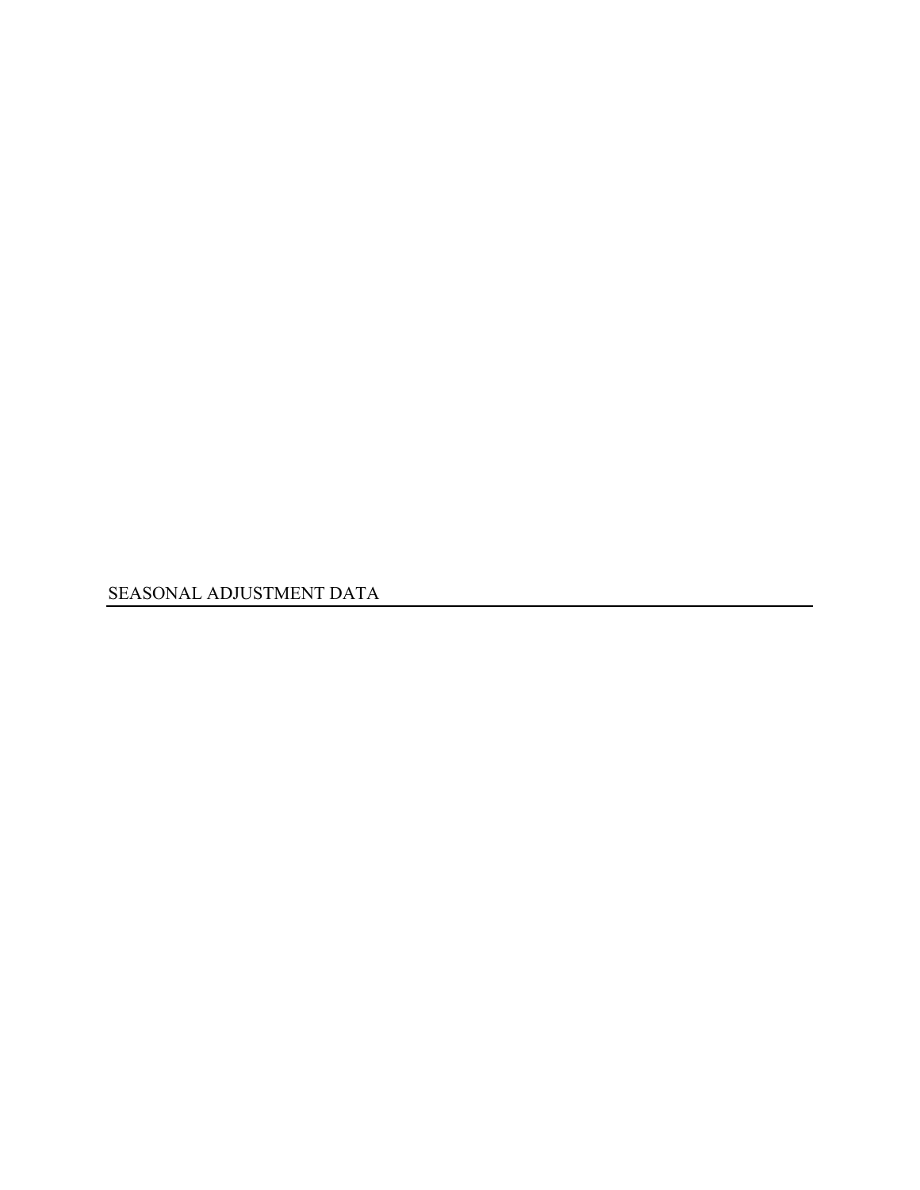# SEASONAL ADJUSTMENT DATA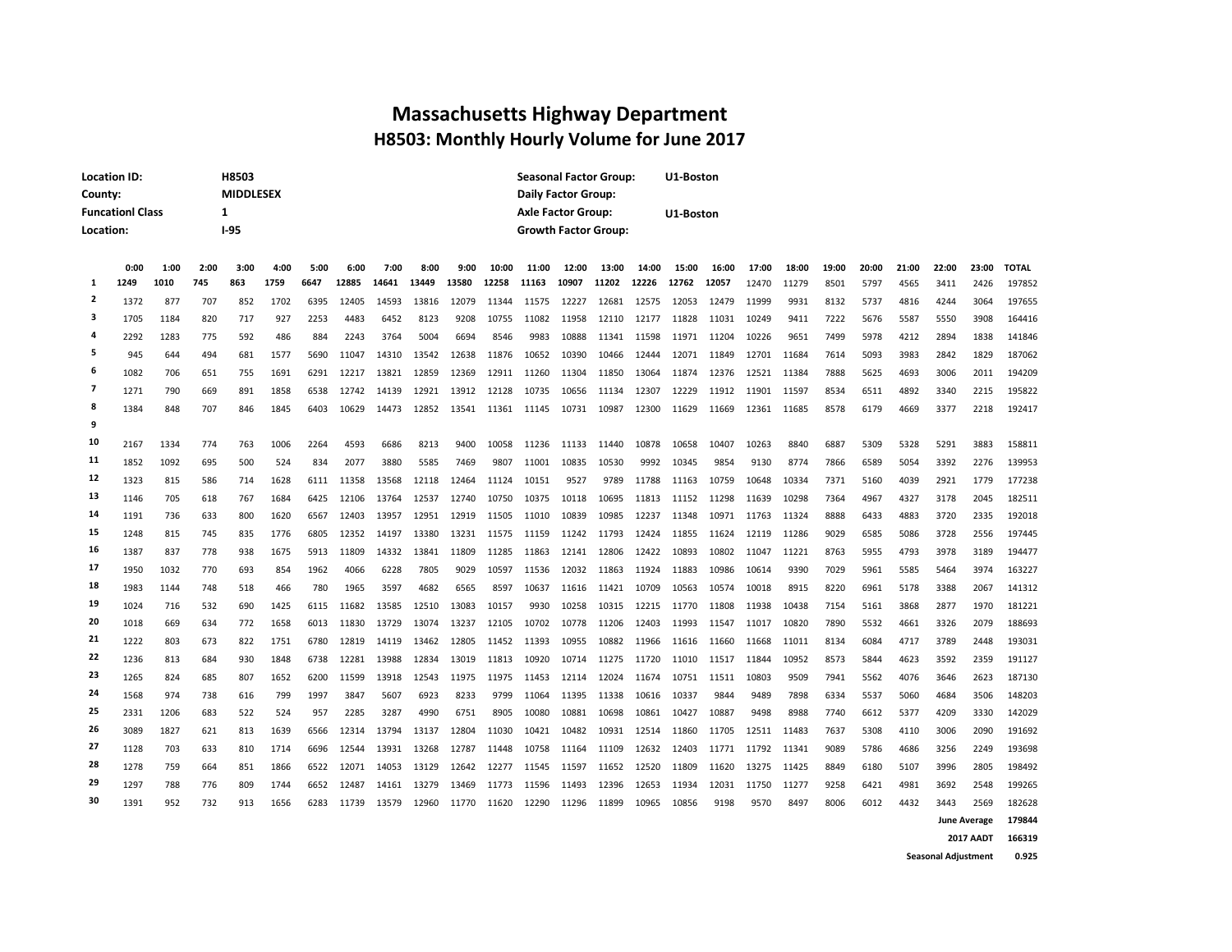# Massachusetts Highway Department

## H8503: Monthly Hourly Volume for June 2017

**Location ID:** H8503
**County:** MIDDLESEX
**Funcationl Class** 1
**Location:** I-95

**Seasonal Factor Group:** U1-Boston
**Daily Factor Group:**
**Axle Factor Group:** U1-Boston
**Growth Factor Group:**

| | 0:00 | 1:00 | 2:00 | 3:00 | 4:00 | 5:00 | 6:00 | 7:00 | 8:00 | 9:00 | 10:00 | 11:00 | 12:00 | 13:00 | 14:00 | 15:00 | 16:00 | 17:00 | 18:00 | 19:00 | 20:00 | 21:00 | 22:00 | 23:00 | TOTAL |
|---|---|---|---|---|---|---|---|---|---|---|---|---|---|---|---|---|---|---|---|---|---|---|---|---|---|
| **1** | **1249** | **1010** | **745** | **863** | **1759** | **6647** | **12885** | **14641** | **13449** | **13580** | **12258** | **11163** | **10907** | **11202** | **12226** | **12762** | **12057** | 12470 | 11279 | 8501 | 5797 | 4565 | 3411 | 2426 | 197852 |
| **2** | 1372 | 877 | 707 | 852 | 1702 | 6395 | 12405 | 14593 | 13816 | 12079 | 11344 | 11575 | 12227 | 12681 | 12575 | 12053 | 12479 | 11999 | 9931 | 8132 | 5737 | 4816 | 4244 | 3064 | 197655 |
| **3** | 1705 | 1184 | 820 | 717 | 927 | 2253 | 4483 | 6452 | 8123 | 9208 | 10755 | 11082 | 11958 | 12110 | 12177 | 11828 | 11031 | 10249 | 9411 | 7222 | 5676 | 5587 | 5550 | 3908 | 164416 |
| **4** | 2292 | 1283 | 775 | 592 | 486 | 884 | 2243 | 3764 | 5004 | 6694 | 8546 | 9983 | 10888 | 11341 | 11598 | 11971 | 11204 | 10226 | 9651 | 7499 | 5978 | 4212 | 2894 | 1838 | 141846 |
| **5** | 945 | 644 | 494 | 681 | 1577 | 5690 | 11047 | 14310 | 13542 | 12638 | 11876 | 10652 | 10390 | 10466 | 12444 | 12071 | 11849 | 12701 | 11684 | 7614 | 5093 | 3983 | 2842 | 1829 | 187062 |
| **6** | 1082 | 706 | 651 | 755 | 1691 | 6291 | 12217 | 13821 | 12859 | 12369 | 12911 | 11260 | 11304 | 11850 | 13064 | 11874 | 12376 | 12521 | 11384 | 7888 | 5625 | 4693 | 3006 | 2011 | 194209 |
| **7** | 1271 | 790 | 669 | 891 | 1858 | 6538 | 12742 | 14139 | 12921 | 13912 | 12128 | 10735 | 10656 | 11134 | 12307 | 12229 | 11912 | 11901 | 11597 | 8534 | 6511 | 4892 | 3340 | 2215 | 195822 |
| **8** | 1384 | 848 | 707 | 846 | 1845 | 6403 | 10629 | 14473 | 12852 | 13541 | 11361 | 11145 | 10731 | 10987 | 12300 | 11629 | 11669 | 12361 | 11685 | 8578 | 6179 | 4669 | 3377 | 2218 | 192417 |
| **9** | | | | | | | | | | | | | | | | | | | | | | | | | |
| **10** | 2167 | 1334 | 774 | 763 | 1006 | 2264 | 4593 | 6686 | 8213 | 9400 | 10058 | 11236 | 11133 | 11440 | 10878 | 10658 | 10407 | 10263 | 8840 | 6887 | 5309 | 5328 | 5291 | 3883 | 158811 |
| **11** | 1852 | 1092 | 695 | 500 | 524 | 834 | 2077 | 3880 | 5585 | 7469 | 9807 | 11001 | 10835 | 10530 | 9992 | 10345 | 9854 | 9130 | 8774 | 7866 | 6589 | 5054 | 3392 | 2276 | 139953 |
| **12** | 1323 | 815 | 586 | 714 | 1628 | 6111 | 11358 | 13568 | 12118 | 12464 | 11124 | 10151 | 9527 | 9789 | 11788 | 11163 | 10759 | 10648 | 10334 | 7371 | 5160 | 4039 | 2921 | 1779 | 177238 |
| **13** | 1146 | 705 | 618 | 767 | 1684 | 6425 | 12106 | 13764 | 12537 | 12740 | 10750 | 10375 | 10118 | 10695 | 11813 | 11152 | 11298 | 11639 | 10298 | 7364 | 4967 | 4327 | 3178 | 2045 | 182511 |
| **14** | 1191 | 736 | 633 | 800 | 1620 | 6567 | 12403 | 13957 | 12951 | 12919 | 11505 | 11010 | 10839 | 10985 | 12237 | 11348 | 10971 | 11763 | 11324 | 8888 | 6433 | 4883 | 3720 | 2335 | 192018 |
| **15** | 1248 | 815 | 745 | 835 | 1776 | 6805 | 12352 | 14197 | 13380 | 13231 | 11575 | 11159 | 11242 | 11793 | 12424 | 11855 | 11624 | 12119 | 11286 | 9029 | 6585 | 5086 | 3728 | 2556 | 197445 |
| **16** | 1387 | 837 | 778 | 938 | 1675 | 5913 | 11809 | 14332 | 13841 | 11809 | 11285 | 11863 | 12141 | 12806 | 12422 | 10893 | 10802 | 11047 | 11221 | 8763 | 5955 | 4793 | 3978 | 3189 | 194477 |
| **17** | 1950 | 1032 | 770 | 693 | 854 | 1962 | 4066 | 6228 | 7805 | 9029 | 10597 | 11536 | 12032 | 11863 | 11924 | 11883 | 10986 | 10614 | 9390 | 7029 | 5961 | 5585 | 5464 | 3974 | 163227 |
| **18** | 1983 | 1144 | 748 | 518 | 466 | 780 | 1965 | 3597 | 4682 | 6565 | 8597 | 10637 | 11616 | 11421 | 10709 | 10563 | 10574 | 10018 | 8915 | 8220 | 6961 | 5178 | 3388 | 2067 | 141312 |
| **19** | 1024 | 716 | 532 | 690 | 1425 | 6115 | 11682 | 13585 | 12510 | 13083 | 10157 | 9930 | 10258 | 10315 | 12215 | 11770 | 11808 | 11938 | 10438 | 7154 | 5161 | 3868 | 2877 | 1970 | 181221 |
| **20** | 1018 | 669 | 634 | 772 | 1658 | 6013 | 11830 | 13729 | 13074 | 13237 | 12105 | 10702 | 10778 | 11206 | 12403 | 11993 | 11547 | 11017 | 10820 | 7890 | 5532 | 4661 | 3326 | 2079 | 188693 |
| **21** | 1222 | 803 | 673 | 822 | 1751 | 6780 | 12819 | 14119 | 13462 | 12805 | 11452 | 11393 | 10955 | 10882 | 11966 | 11616 | 11660 | 11668 | 11011 | 8134 | 6084 | 4717 | 3789 | 2448 | 193031 |
| **22** | 1236 | 813 | 684 | 930 | 1848 | 6738 | 12281 | 13988 | 12834 | 13019 | 11813 | 10920 | 10714 | 11275 | 11720 | 11010 | 11517 | 11844 | 10952 | 8573 | 5844 | 4623 | 3592 | 2359 | 191127 |
| **23** | 1265 | 824 | 685 | 807 | 1652 | 6200 | 11599 | 13918 | 12543 | 11975 | 11975 | 11453 | 12114 | 12024 | 11674 | 10751 | 11511 | 10803 | 9509 | 7941 | 5562 | 4076 | 3646 | 2623 | 187130 |
| **24** | 1568 | 974 | 738 | 616 | 799 | 1997 | 3847 | 5607 | 6923 | 8233 | 9799 | 11064 | 11395 | 11338 | 10616 | 10337 | 9844 | 9489 | 7898 | 6334 | 5537 | 5060 | 4684 | 3506 | 148203 |
| **25** | 2331 | 1206 | 683 | 522 | 524 | 957 | 2285 | 3287 | 4990 | 6751 | 8905 | 10080 | 10881 | 10698 | 10861 | 10427 | 10887 | 9498 | 8988 | 7740 | 6612 | 5377 | 4209 | 3330 | 142029 |
| **26** | 3089 | 1827 | 621 | 813 | 1639 | 6566 | 12314 | 13794 | 13137 | 12804 | 11030 | 10421 | 10482 | 10931 | 12514 | 11860 | 11705 | 12511 | 11483 | 7637 | 5308 | 4110 | 3006 | 2090 | 191692 |
| **27** | 1128 | 703 | 633 | 810 | 1714 | 6696 | 12544 | 13931 | 13268 | 12787 | 11448 | 10758 | 11164 | 11109 | 12632 | 12403 | 11771 | 11792 | 11341 | 9089 | 5786 | 4686 | 3256 | 2249 | 193698 |
| **28** | 1278 | 759 | 664 | 851 | 1866 | 6522 | 12071 | 14053 | 13129 | 12642 | 12277 | 11545 | 11597 | 11652 | 12520 | 11809 | 11620 | 13275 | 11425 | 8849 | 6180 | 5107 | 3996 | 2805 | 198492 |
| **29** | 1297 | 788 | 776 | 809 | 1744 | 6652 | 12487 | 14161 | 13279 | 13469 | 11773 | 11596 | 11493 | 12396 | 12653 | 11934 | 12031 | 11750 | 11277 | 9258 | 6421 | 4981 | 3692 | 2548 | 199265 |
| **30** | 1391 | 952 | 732 | 913 | 1656 | 6283 | 11739 | 13579 | 12960 | 11770 | 11620 | 12290 | 11296 | 11899 | 10965 | 10856 | 9198 | 9570 | 8497 | 8006 | 6012 | 4432 | 3443 | 2569 | 182628 |

**June Average** 179844

**2017 AADT** 166319

**Seasonal Adjustment** 0.925